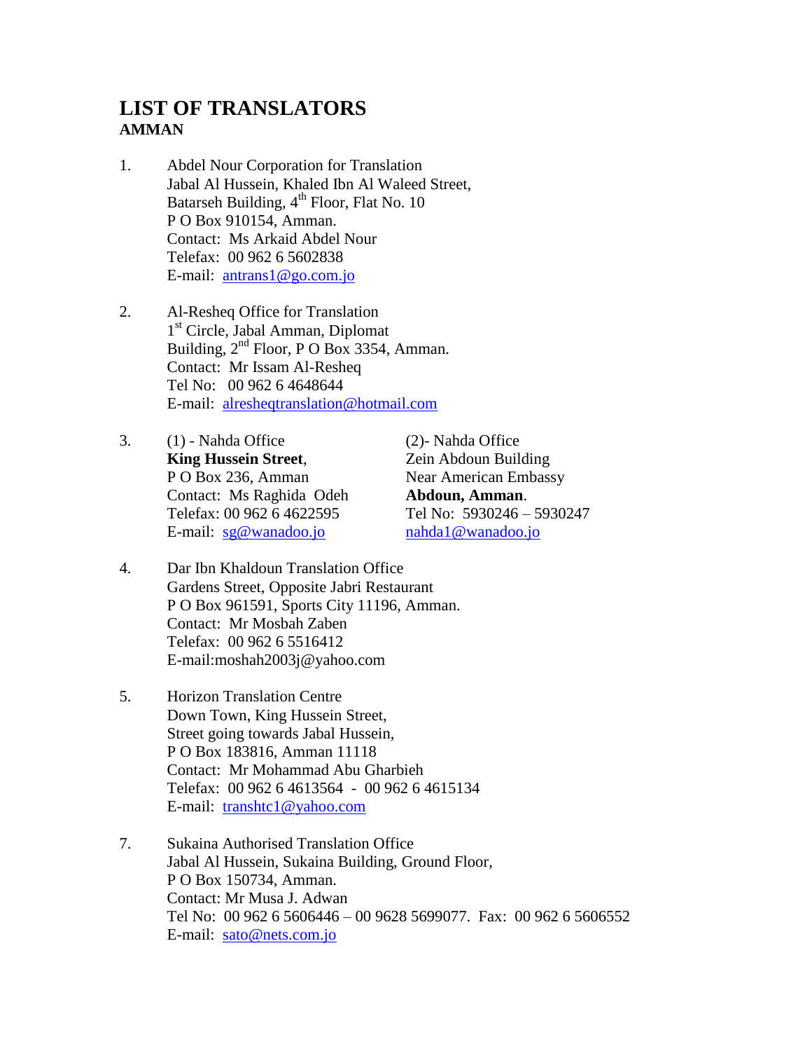# LIST OF TRANSLATORS
## AMMAN

1. Abdel Nour Corporation for Translation
   Jabal Al Hussein, Khaled Ibn Al Waleed Street,
   Batarseh Building, 4th Floor, Flat No. 10
   P O Box 910154, Amman.
   Contact: Ms Arkaid Abdel Nour
   Telefax: 00 962 6 5602838
   E-mail: antrans1@go.com.jo

2. Al-Resheq Office for Translation
   1st Circle, Jabal Amman, Diplomat
   Building, 2nd Floor, P O Box 3354, Amman.
   Contact: Mr Issam Al-Resheq
   Tel No: 00 962 6 4648644
   E-mail: alresheqtranslation@hotmail.com

3. (1) - Nahda Office
   **King Hussein Street**,
   P O Box 236, Amman
   Contact: Ms Raghida Odeh
   Telefax: 00 962 6 4622595
   E-mail: sg@wanadoo.jo

   (2)- Nahda Office
   Zein Abdoun Building
   Near American Embassy
   **Abdoun, Amman**.
   Tel No: 5930246 – 5930247
   nahda1@wanadoo.jo

4. Dar Ibn Khaldoun Translation Office
   Gardens Street, Opposite Jabri Restaurant
   P O Box 961591, Sports City 11196, Amman.
   Contact: Mr Mosbah Zaben
   Telefax: 00 962 6 5516412
   E-mail:moshah2003j@yahoo.com

5. Horizon Translation Centre
   Down Town, King Hussein Street,
   Street going towards Jabal Hussein,
   P O Box 183816, Amman 11118
   Contact: Mr Mohammad Abu Gharbieh
   Telefax: 00 962 6 4613564 - 00 962 6 4615134
   E-mail: transhtc1@yahoo.com

7. Sukaina Authorised Translation Office
   Jabal Al Hussein, Sukaina Building, Ground Floor,
   P O Box 150734, Amman.
   Contact: Mr Musa J. Adwan
   Tel No: 00 962 6 5606446 – 00 9628 5699077. Fax: 00 962 6 5606552
   E-mail: sato@nets.com.jo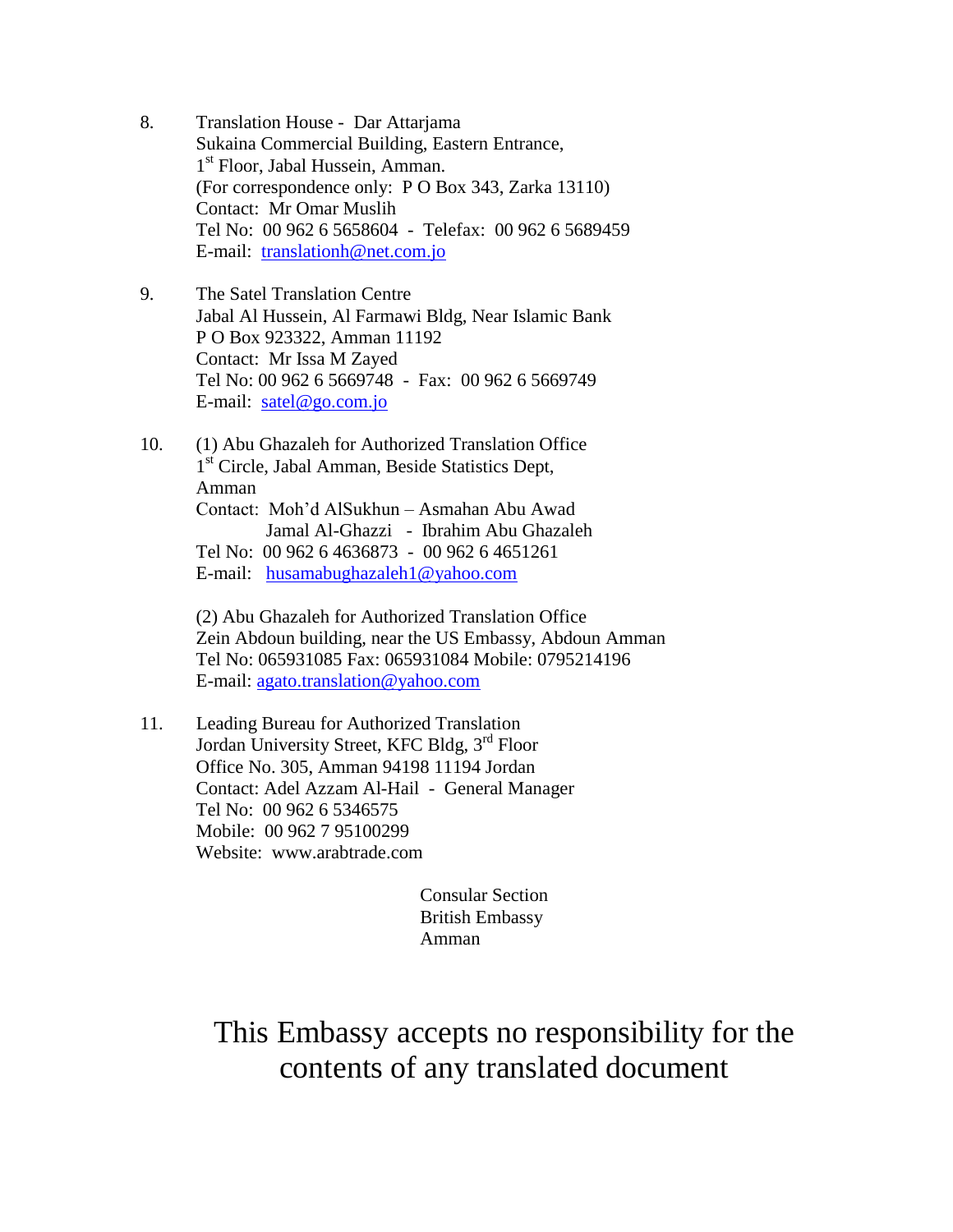8. Translation House - Dar Attarjama
   Sukaina Commercial Building, Eastern Entrance,
   1st Floor, Jabal Hussein, Amman.
   (For correspondence only: P O Box 343, Zarka 13110)
   Contact: Mr Omar Muslih
   Tel No: 00 962 6 5658604 - Telefax: 00 962 6 5689459
   E-mail: translationh@net.com.jo

9. The Satel Translation Centre
   Jabal Al Hussein, Al Farmawi Bldg, Near Islamic Bank
   P O Box 923322, Amman 11192
   Contact: Mr Issa M Zayed
   Tel No: 00 962 6 5669748 - Fax: 00 962 6 5669749
   E-mail: satel@go.com.jo

10. (1) Abu Ghazaleh for Authorized Translation Office
    1st Circle, Jabal Amman, Beside Statistics Dept,
    Amman
    Contact: Moh'd AlSukhun – Asmahan Abu Awad
    Jamal Al-Ghazzi - Ibrahim Abu Ghazaleh
    Tel No: 00 962 6 4636873 - 00 962 6 4651261
    E-mail: husamabughazaleh1@yahoo.com

    (2) Abu Ghazaleh for Authorized Translation Office
    Zein Abdoun building, near the US Embassy, Abdoun Amman
    Tel No: 065931085 Fax: 065931084 Mobile: 0795214196
    E-mail: agato.translation@yahoo.com

11. Leading Bureau for Authorized Translation
    Jordan University Street, KFC Bldg, 3rd Floor
    Office No. 305, Amman 94198 11194 Jordan
    Contact: Adel Azzam Al-Hail - General Manager
    Tel No: 00 962 6 5346575
    Mobile: 00 962 7 95100299
    Website: www.arabtrade.com

Consular Section
British Embassy
Amman

**This Embassy accepts no responsibility for the contents of any translated document**